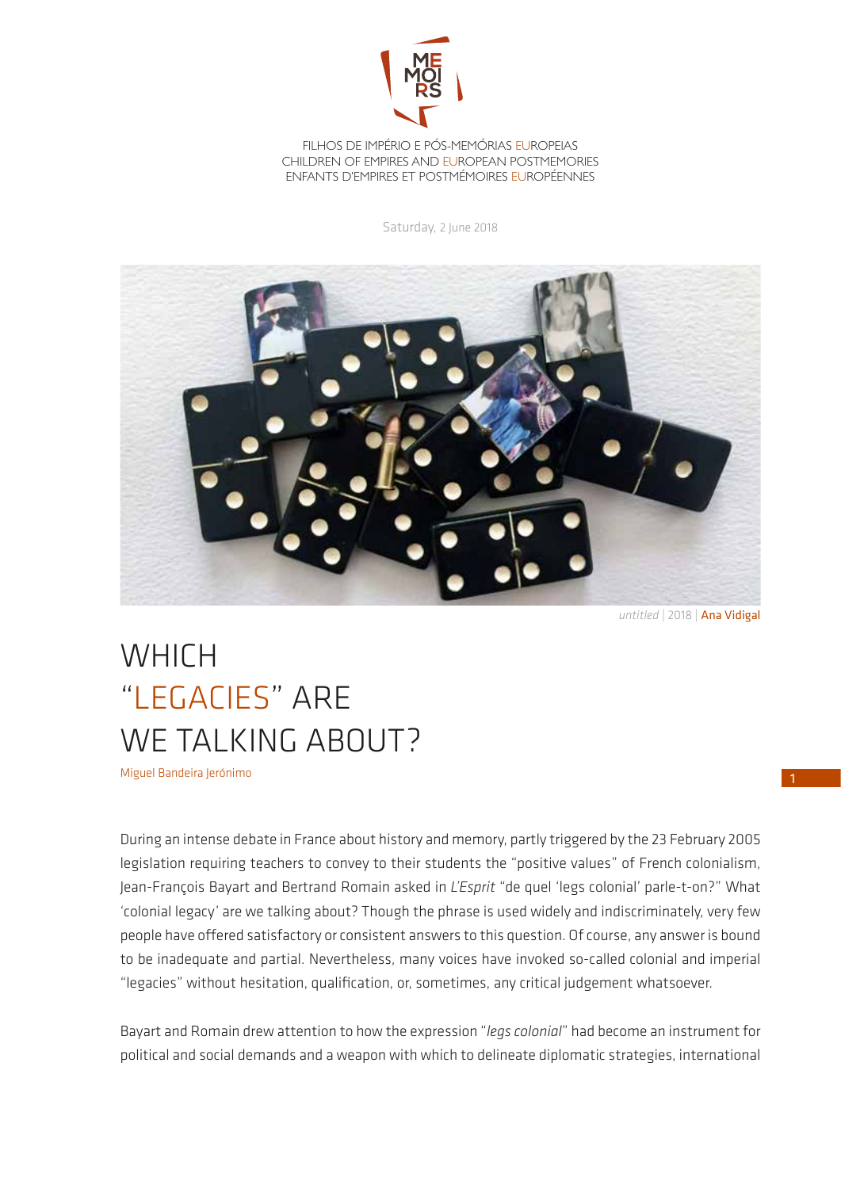FILHOS DE IMPÉRIO E PÓS-MEMÓRIAS EUROPEIAS
CHILDREN OF EMPIRES AND EUROPEAN POSTMEMORIES
ENFANTS D'EMPIRES ET POSTMÉMOIRES EUROPÉENNES

Saturday, 2 June 2018

*untitled* | 2018 | Ana Vidigal

# WHICH "LEGACIES" ARE WE TALKING ABOUT?

Miguel Bandeira Jerónimo

During an intense debate in France about history and memory, partly triggered by the 23 February 2005 legislation requiring teachers to convey to their students the "positive values" of French colonialism, Jean-François Bayart and Bertrand Romain asked in *L'Esprit* "de quel 'legs colonial' parle-t-on?" What 'colonial legacy' are we talking about? Though the phrase is used widely and indiscriminately, very few people have offered satisfactory or consistent answers to this question. Of course, any answer is bound to be inadequate and partial. Nevertheless, many voices have invoked so-called colonial and imperial "legacies" without hesitation, qualification, or, sometimes, any critical judgement whatsoever.

Bayart and Romain drew attention to how the expression "*legs colonial*" had become an instrument for political and social demands and a weapon with which to delineate diplomatic strategies, international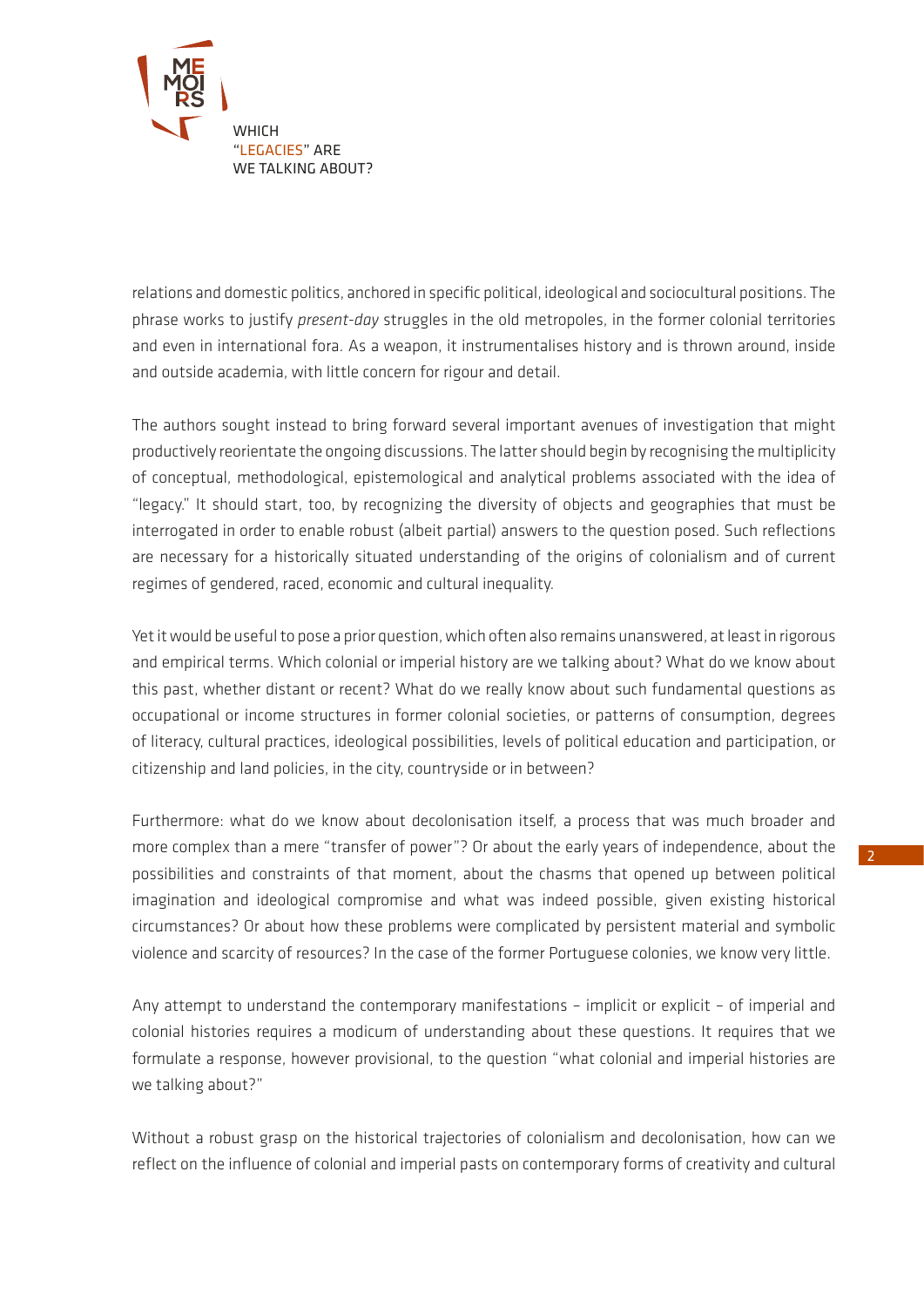relations and domestic politics, anchored in specific political, ideological and sociocultural positions. The phrase works to justify *present-day* struggles in the old metropoles, in the former colonial territories and even in international fora. As a weapon, it instrumentalises history and is thrown around, inside and outside academia, with little concern for rigour and detail.

The authors sought instead to bring forward several important avenues of investigation that might productively reorientate the ongoing discussions. The latter should begin by recognising the multiplicity of conceptual, methodological, epistemological and analytical problems associated with the idea of "legacy." It should start, too, by recognizing the diversity of objects and geographies that must be interrogated in order to enable robust (albeit partial) answers to the question posed. Such reflections are necessary for a historically situated understanding of the origins of colonialism and of current regimes of gendered, raced, economic and cultural inequality.

Yet it would be useful to pose a prior question, which often also remains unanswered, at least in rigorous and empirical terms. Which colonial or imperial history are we talking about? What do we know about this past, whether distant or recent? What do we really know about such fundamental questions as occupational or income structures in former colonial societies, or patterns of consumption, degrees of literacy, cultural practices, ideological possibilities, levels of political education and participation, or citizenship and land policies, in the city, countryside or in between?

Furthermore: what do we know about decolonisation itself, a process that was much broader and more complex than a mere "transfer of power"? Or about the early years of independence, about the possibilities and constraints of that moment, about the chasms that opened up between political imagination and ideological compromise and what was indeed possible, given existing historical circumstances? Or about how these problems were complicated by persistent material and symbolic violence and scarcity of resources? In the case of the former Portuguese colonies, we know very little.

Any attempt to understand the contemporary manifestations – implicit or explicit – of imperial and colonial histories requires a modicum of understanding about these questions. It requires that we formulate a response, however provisional, to the question "what colonial and imperial histories are we talking about?"

Without a robust grasp on the historical trajectories of colonialism and decolonisation, how can we reflect on the influence of colonial and imperial pasts on contemporary forms of creativity and cultural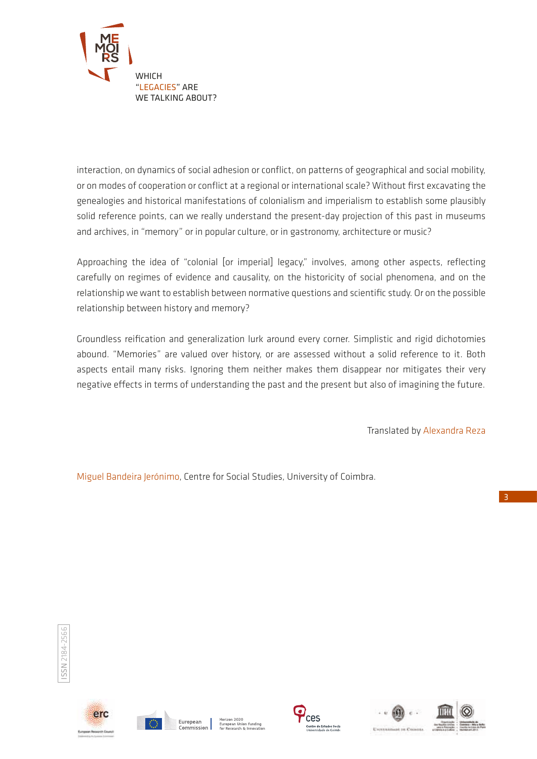interaction, on dynamics of social adhesion or conflict, on patterns of geographical and social mobility, or on modes of cooperation or conflict at a regional or international scale? Without first excavating the genealogies and historical manifestations of colonialism and imperialism to establish some plausibly solid reference points, can we really understand the present-day projection of this past in museums and archives, in "memory" or in popular culture, or in gastronomy, architecture or music?

Approaching the idea of "colonial [or imperial] legacy," involves, among other aspects, reflecting carefully on regimes of evidence and causality, on the historicity of social phenomena, and on the relationship we want to establish between normative questions and scientific study. Or on the possible relationship between history and memory?

Groundless reification and generalization lurk around every corner. Simplistic and rigid dichotomies abound. "Memories" are valued over history, or are assessed without a solid reference to it. Both aspects entail many risks. Ignoring them neither makes them disappear nor mitigates their very negative effects in terms of understanding the past and the present but also of imagining the future.

Translated by Alexandra Reza

Miguel Bandeira Jerónimo, Centre for Social Studies, University of Coimbra.